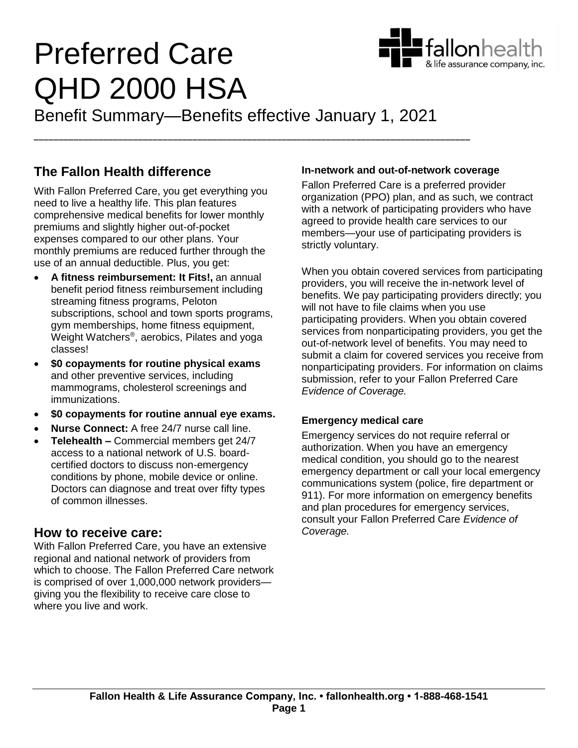# Preferred Care QHD 2000 HSA

Benefit Summary—Benefits effective January 1, 2021

## The Fallon Health difference

With Fallon Preferred Care, you get everything you need to live a healthy life. This plan features comprehensive medical benefits for lower monthly premiums and slightly higher out-of-pocket expenses compared to our other plans. Your monthly premiums are reduced further through the use of an annual deductible. Plus, you get:

- **A fitness reimbursement: It Fits!,** an annual benefit period fitness reimbursement including streaming fitness programs, Peloton subscriptions, school and town sports programs, gym memberships, home fitness equipment, Weight Watchers®, aerobics, Pilates and yoga classes!
- **$0 copayments for routine physical exams** and other preventive services, including mammograms, cholesterol screenings and immunizations.
- **$0 copayments for routine annual eye exams.**
- **Nurse Connect:** A free 24/7 nurse call line.
- **Telehealth –** Commercial members get 24/7 access to a national network of U.S. board-certified doctors to discuss non-emergency conditions by phone, mobile device or online. Doctors can diagnose and treat over fifty types of common illnesses.

## How to receive care:

With Fallon Preferred Care, you have an extensive regional and national network of providers from which to choose. The Fallon Preferred Care network is comprised of over 1,000,000 network providers—giving you the flexibility to receive care close to where you live and work.

### In-network and out-of-network coverage

Fallon Preferred Care is a preferred provider organization (PPO) plan, and as such, we contract with a network of participating providers who have agreed to provide health care services to our members—your use of participating providers is strictly voluntary.

When you obtain covered services from participating providers, you will receive the in-network level of benefits. We pay participating providers directly; you will not have to file claims when you use participating providers. When you obtain covered services from nonparticipating providers, you get the out-of-network level of benefits. You may need to submit a claim for covered services you receive from nonparticipating providers. For information on claims submission, refer to your Fallon Preferred Care *Evidence of Coverage.*

### Emergency medical care

Emergency services do not require referral or authorization. When you have an emergency medical condition, you should go to the nearest emergency department or call your local emergency communications system (police, fire department or 911). For more information on emergency benefits and plan procedures for emergency services, consult your Fallon Preferred Care *Evidence of Coverage.*

**Fallon Health & Life Assurance Company, Inc. • fallonhealth.org • 1-888-468-1541**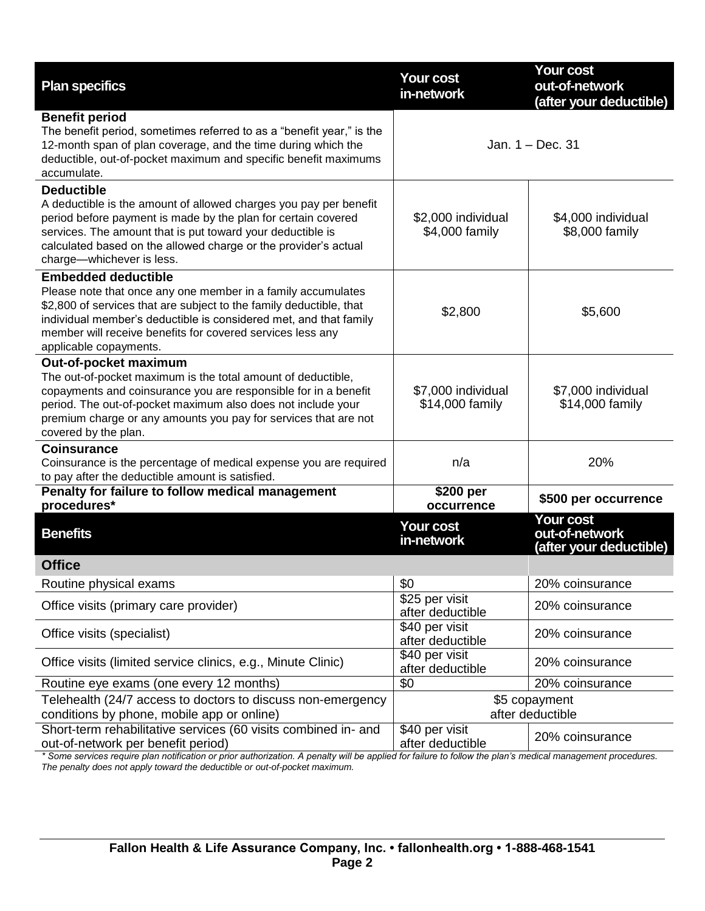| Plan specifics | Your cost in-network | Your cost out-of-network (after your deductible) |
|---|---|---|
| **Benefit period**<br>The benefit period, sometimes referred to as a "benefit year," is the 12-month span of plan coverage, and the time during which the deductible, out-of-pocket maximum and specific benefit maximums accumulate. | Jan. 1 – Dec. 31 | |
| **Deductible**<br>A deductible is the amount of allowed charges you pay per benefit period before payment is made by the plan for certain covered services. The amount that is put toward your deductible is calculated based on the allowed charge or the provider's actual charge—whichever is less. | $2,000 individual<br>$4,000 family | $4,000 individual<br>$8,000 family |
| **Embedded deductible**<br>Please note that once any one member in a family accumulates $2,800 of services that are subject to the family deductible, that individual member's deductible is considered met, and that family member will receive benefits for covered services less any applicable copayments. | $2,800 | $5,600 |
| **Out-of-pocket maximum**<br>The out-of-pocket maximum is the total amount of deductible, copayments and coinsurance you are responsible for in a benefit period. The out-of-pocket maximum also does not include your premium charge or any amounts you pay for services that are not covered by the plan. | $7,000 individual<br>$14,000 family | $7,000 individual<br>$14,000 family |
| **Coinsurance**<br>Coinsurance is the percentage of medical expense you are required to pay after the deductible amount is satisfied. | n/a | 20% |
| **Penalty for failure to follow medical management procedures*** | **$200 per occurrence** | **$500 per occurrence** |

| Benefits | Your cost in-network | Your cost out-of-network (after your deductible) |
|---|---|---|
| **Office** | | |
| Routine physical exams | $0 | 20% coinsurance |
| Office visits (primary care provider) | $25 per visit after deductible | 20% coinsurance |
| Office visits (specialist) | $40 per visit after deductible | 20% coinsurance |
| Office visits (limited service clinics, e.g., Minute Clinic) | $40 per visit after deductible | 20% coinsurance |
| Routine eye exams (one every 12 months) | $0 | 20% coinsurance |
| Telehealth (24/7 access to doctors to discuss non-emergency conditions by phone, mobile app or online) | $5 copayment after deductible | |
| Short-term rehabilitative services (60 visits combined in- and out-of-network per benefit period) | $40 per visit after deductible | 20% coinsurance |

*\* Some services require plan notification or prior authorization. A penalty will be applied for failure to follow the plan's medical management procedures. The penalty does not apply toward the deductible or out-of-pocket maximum.*

**Fallon Health & Life Assurance Company, Inc. • fallonhealth.org • 1-888-468-1541**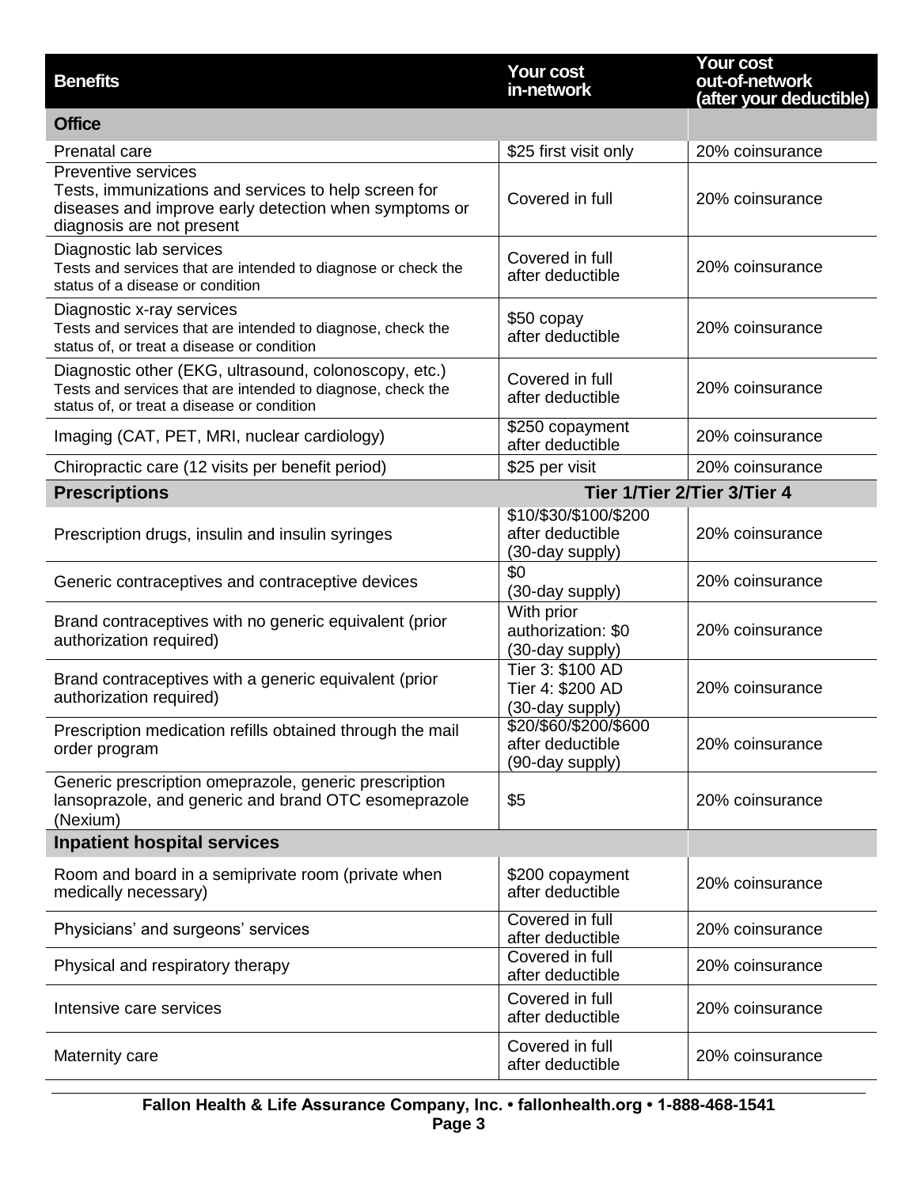| Benefits | Your cost in-network | Your cost out-of-network (after your deductible) |
|---|---|---|
| **Office** | | |
| Prenatal care | $25 first visit only | 20% coinsurance |
| Preventive services<br>Tests, immunizations and services to help screen for diseases and improve early detection when symptoms or diagnosis are not present | Covered in full | 20% coinsurance |
| Diagnostic lab services<br>Tests and services that are intended to diagnose or check the status of a disease or condition | Covered in full after deductible | 20% coinsurance |
| Diagnostic x-ray services<br>Tests and services that are intended to diagnose, check the status of, or treat a disease or condition | $50 copay after deductible | 20% coinsurance |
| Diagnostic other (EKG, ultrasound, colonoscopy, etc.)<br>Tests and services that are intended to diagnose, check the status of, or treat a disease or condition | Covered in full after deductible | 20% coinsurance |
| Imaging (CAT, PET, MRI, nuclear cardiology) | $250 copayment after deductible | 20% coinsurance |
| Chiropractic care (12 visits per benefit period) | $25 per visit | 20% coinsurance |
| **Prescriptions** | **Tier 1/Tier 2/Tier 3/Tier 4** | |
| Prescription drugs, insulin and insulin syringes | $10/$30/$100/$200 after deductible (30-day supply) | 20% coinsurance |
| Generic contraceptives and contraceptive devices | $0 (30-day supply) | 20% coinsurance |
| Brand contraceptives with no generic equivalent (prior authorization required) | With prior authorization: $0 (30-day supply) | 20% coinsurance |
| Brand contraceptives with a generic equivalent (prior authorization required) | Tier 3: $100 AD<br>Tier 4: $200 AD<br>(30-day supply) | 20% coinsurance |
| Prescription medication refills obtained through the mail order program | $20/$60/$200/$600 after deductible (90-day supply) | 20% coinsurance |
| Generic prescription omeprazole, generic prescription lansoprazole, and generic and brand OTC esomeprazole (Nexium) | $5 | 20% coinsurance |
| **Inpatient hospital services** | | |
| Room and board in a semiprivate room (private when medically necessary) | $200 copayment after deductible | 20% coinsurance |
| Physicians' and surgeons' services | Covered in full after deductible | 20% coinsurance |
| Physical and respiratory therapy | Covered in full after deductible | 20% coinsurance |
| Intensive care services | Covered in full after deductible | 20% coinsurance |
| Maternity care | Covered in full after deductible | 20% coinsurance |

**Fallon Health & Life Assurance Company, Inc. • fallonhealth.org • 1-888-468-1541**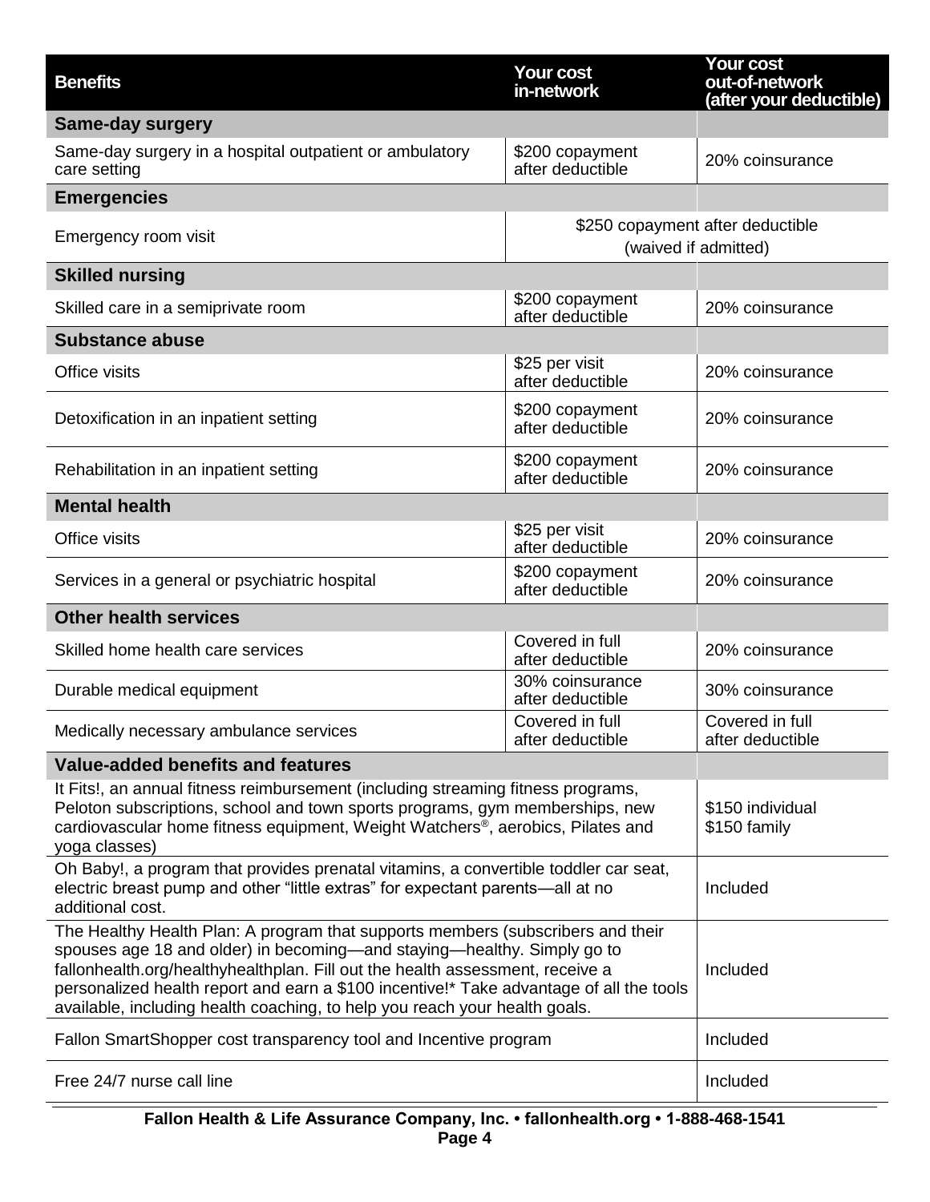| Benefits | Your cost in-network | Your cost out-of-network (after your deductible) |
|---|---|---|
| **Same-day surgery** | | |
| Same-day surgery in a hospital outpatient or ambulatory care setting | $200 copayment after deductible | 20% coinsurance |
| **Emergencies** | | |
| Emergency room visit | $250 copayment after deductible (waived if admitted) | |
| **Skilled nursing** | | |
| Skilled care in a semiprivate room | $200 copayment after deductible | 20% coinsurance |
| **Substance abuse** | | |
| Office visits | $25 per visit after deductible | 20% coinsurance |
| Detoxification in an inpatient setting | $200 copayment after deductible | 20% coinsurance |
| Rehabilitation in an inpatient setting | $200 copayment after deductible | 20% coinsurance |
| **Mental health** | | |
| Office visits | $25 per visit after deductible | 20% coinsurance |
| Services in a general or psychiatric hospital | $200 copayment after deductible | 20% coinsurance |
| **Other health services** | | |
| Skilled home health care services | Covered in full after deductible | 20% coinsurance |
| Durable medical equipment | 30% coinsurance after deductible | 30% coinsurance |
| Medically necessary ambulance services | Covered in full after deductible | Covered in full after deductible |
| **Value-added benefits and features** | | |
| It Fits!, an annual fitness reimbursement (including streaming fitness programs, Peloton subscriptions, school and town sports programs, gym memberships, new cardiovascular home fitness equipment, Weight Watchers®, aerobics, Pilates and yoga classes) | | $150 individual $150 family |
| Oh Baby!, a program that provides prenatal vitamins, a convertible toddler car seat, electric breast pump and other "little extras" for expectant parents—all at no additional cost. | | Included |
| The Healthy Health Plan: A program that supports members (subscribers and their spouses age 18 and older) in becoming—and staying—healthy. Simply go to fallonhealth.org/healthyhealthplan. Fill out the health assessment, receive a personalized health report and earn a $100 incentive!* Take advantage of all the tools available, including health coaching, to help you reach your health goals. | | Included |
| Fallon SmartShopper cost transparency tool and Incentive program | | Included |
| Free 24/7 nurse call line | | Included |

**Fallon Health & Life Assurance Company, Inc. • fallonhealth.org • 1-888-468-1541**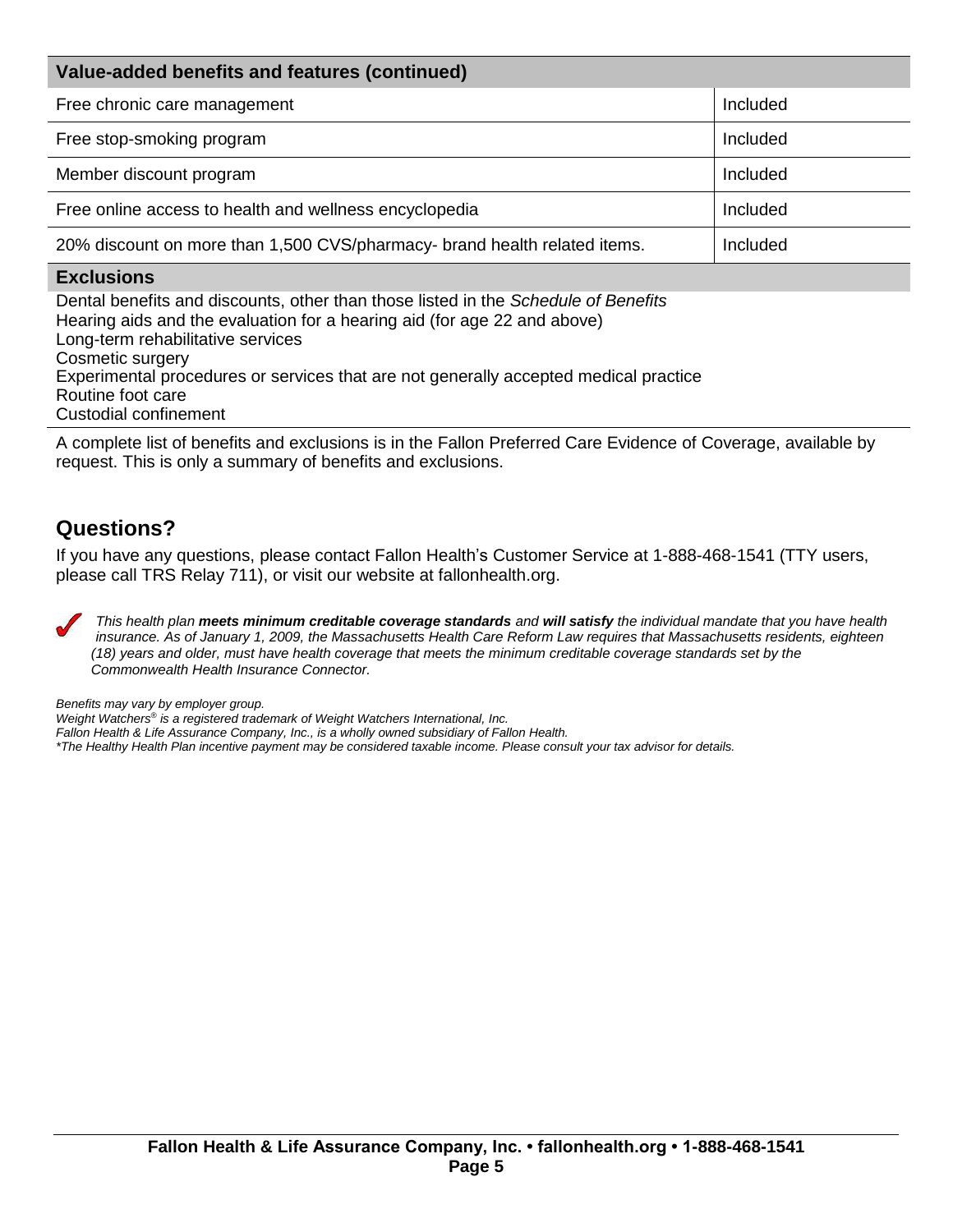| Value-added benefits and features (continued) | |
|---|---|
| Free chronic care management | Included |
| Free stop-smoking program | Included |
| Member discount program | Included |
| Free online access to health and wellness encyclopedia | Included |
| 20% discount on more than 1,500 CVS/pharmacy- brand health related items. | Included |

**Exclusions**

Dental benefits and discounts, other than those listed in the *Schedule of Benefits*
Hearing aids and the evaluation for a hearing aid (for age 22 and above)
Long-term rehabilitative services
Cosmetic surgery
Experimental procedures or services that are not generally accepted medical practice
Routine foot care
Custodial confinement

A complete list of benefits and exclusions is in the Fallon Preferred Care Evidence of Coverage, available by request. This is only a summary of benefits and exclusions.

## Questions?

If you have any questions, please contact Fallon Health's Customer Service at 1-888-468-1541 (TTY users, please call TRS Relay 711), or visit our website at fallonhealth.org.

✔ *This health plan **meets minimum creditable coverage standards** and **will satisfy** the individual mandate that you have health insurance. As of January 1, 2009, the Massachusetts Health Care Reform Law requires that Massachusetts residents, eighteen (18) years and older, must have health coverage that meets the minimum creditable coverage standards set by the Commonwealth Health Insurance Connector.*

*Benefits may vary by employer group.*
*Weight Watchers® is a registered trademark of Weight Watchers International, Inc.*
*Fallon Health & Life Assurance Company, Inc., is a wholly owned subsidiary of Fallon Health.*
*\*The Healthy Health Plan incentive payment may be considered taxable income. Please consult your tax advisor for details.*